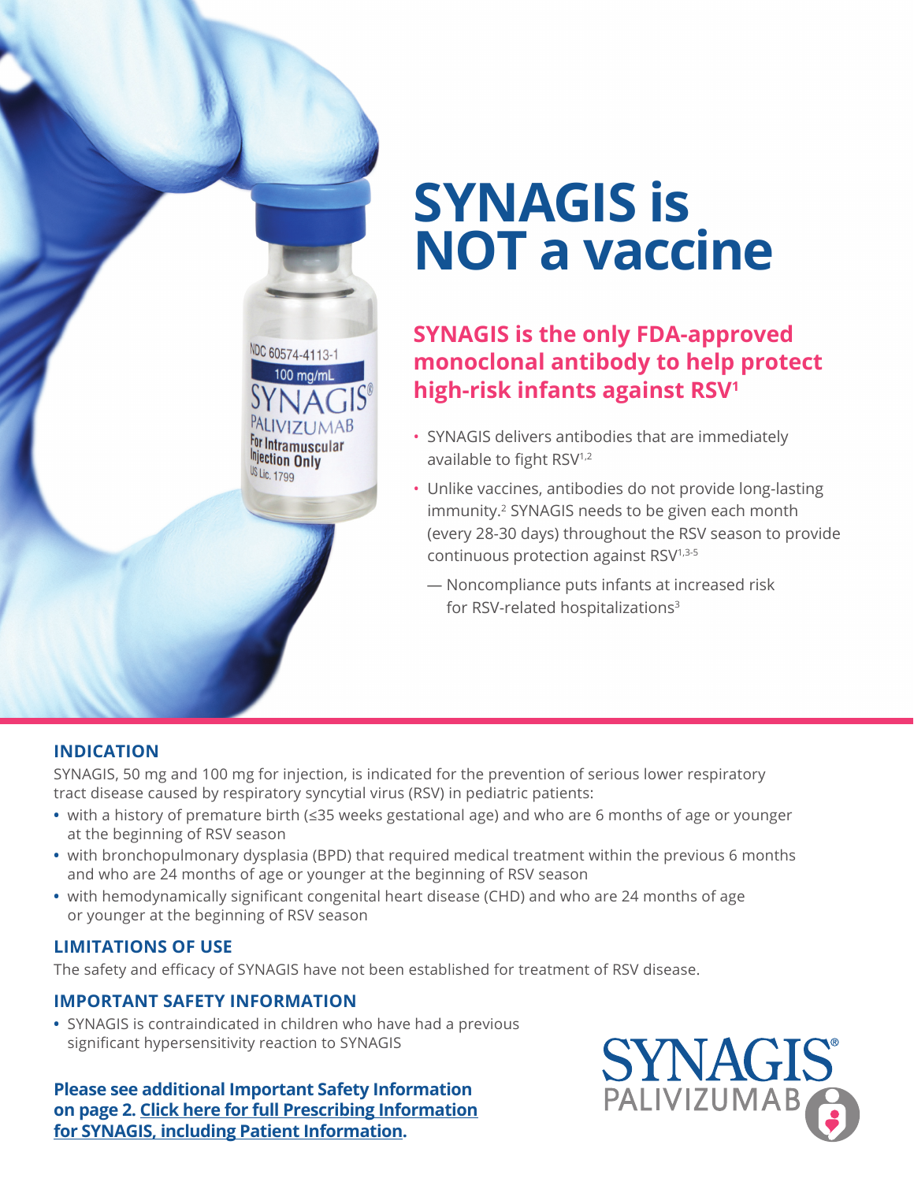# SYNAGIS is NOT a vaccine

## SYNAGIS is the only FDA-approved monoclonal antibody to help protect high-risk infants against RSV[1]

- SYNAGIS delivers antibodies that are immediately available to fight RSV[1,2]
- Unlike vaccines, antibodies do not provide long-lasting immunity.[2] SYNAGIS needs to be given each month (every 28-30 days) throughout the RSV season to provide continuous protection against RSV[1,3-5]
  - — Noncompliance puts infants at increased risk for RSV-related hospitalizations[3]

### INDICATION

SYNAGIS, 50 mg and 100 mg for injection, is indicated for the prevention of serious lower respiratory tract disease caused by respiratory syncytial virus (RSV) in pediatric patients:

- with a history of premature birth (≤35 weeks gestational age) and who are 6 months of age or younger at the beginning of RSV season
- with bronchopulmonary dysplasia (BPD) that required medical treatment within the previous 6 months and who are 24 months of age or younger at the beginning of RSV season
- with hemodynamically significant congenital heart disease (CHD) and who are 24 months of age or younger at the beginning of RSV season

### LIMITATIONS OF USE

The safety and efficacy of SYNAGIS have not been established for treatment of RSV disease.

### IMPORTANT SAFETY INFORMATION

- SYNAGIS is contraindicated in children who have had a previous significant hypersensitivity reaction to SYNAGIS

**Please see additional Important Safety Information on page 2. Click here for full Prescribing Information for SYNAGIS, including Patient Information.**

SYNAGIS® PALIVIZUMAB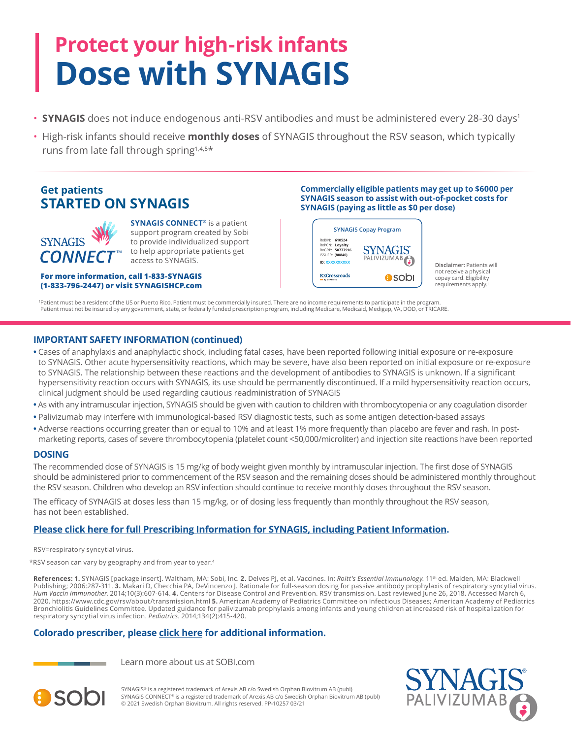# Protect your high-risk infants
# Dose with SYNAGIS

- **SYNAGIS** does not induce endogenous anti-RSV antibodies and must be administered every 28-30 days[1]
- High-risk infants should receive **monthly doses** of SYNAGIS throughout the RSV season, which typically runs from late fall through spring[1,4,5]*

## Get patients STARTED ON SYNAGIS

SYNAGIS CONNECT™

**SYNAGIS CONNECT®** is a patient support program created by Sobi to provide individualized support to help appropriate patients get access to SYNAGIS.

**For more information, call 1-833-SYNAGIS (1-833-796-2447) or visit SYNAGISHCP.com**

**Commercially eligible patients may get up to $6000 per SYNAGIS season to assist with out-of-pocket costs for SYNAGIS (paying as little as $0 per dose)**

SYNAGIS Copay Program

RxBIN: 610524
RxPCN: Loyalty
RxGRP: 50777916
ISSUER: (80840)
ID: XXXXXXXXXX

SYNAGIS PALIVIZUMAB

RxCrossroads

sobi

**Disclaimer:** Patients will not receive a physical copay card. Eligibility requirements apply.[†]

[†]Patient must be a resident of the US or Puerto Rico. Patient must be commercially insured. There are no income requirements to participate in the program. Patient must not be insured by any government, state, or federally funded prescription program, including Medicare, Medicaid, Medigap, VA, DOD, or TRICARE.

## IMPORTANT SAFETY INFORMATION (continued)

- Cases of anaphylaxis and anaphylactic shock, including fatal cases, have been reported following initial exposure or re-exposure to SYNAGIS. Other acute hypersensitivity reactions, which may be severe, have also been reported on initial exposure or re-exposure to SYNAGIS. The relationship between these reactions and the development of antibodies to SYNAGIS is unknown. If a significant hypersensitivity reaction occurs with SYNAGIS, its use should be permanently discontinued. If a mild hypersensitivity reaction occurs, clinical judgment should be used regarding cautious readministration of SYNAGIS
- As with any intramuscular injection, SYNAGIS should be given with caution to children with thrombocytopenia or any coagulation disorder
- Palivizumab may interfere with immunological-based RSV diagnostic tests, such as some antigen detection-based assays
- Adverse reactions occurring greater than or equal to 10% and at least 1% more frequently than placebo are fever and rash. In post-marketing reports, cases of severe thrombocytopenia (platelet count <50,000/microliter) and injection site reactions have been reported

## DOSING

The recommended dose of SYNAGIS is 15 mg/kg of body weight given monthly by intramuscular injection. The first dose of SYNAGIS should be administered prior to commencement of the RSV season and the remaining doses should be administered monthly throughout the RSV season. Children who develop an RSV infection should continue to receive monthly doses throughout the RSV season.

The efficacy of SYNAGIS at doses less than 15 mg/kg, or of dosing less frequently than monthly throughout the RSV season, has not been established.

**Please click here for full Prescribing Information for SYNAGIS, including Patient Information.**

RSV=respiratory syncytial virus.

*RSV season can vary by geography and from year to year.[4]

**References: 1.** SYNAGIS [package insert]. Waltham, MA: Sobi, Inc. **2.** Delves PJ, et al. Vaccines. In: *Roitt's Essential Immunology.* 11th ed. Malden, MA: Blackwell Publishing; 2006:287-311. **3.** Makari D, Checchia PA, DeVincenzo J. Rationale for full-season dosing for passive antibody prophylaxis of respiratory syncytial virus. *Hum Vaccin Immunother.* 2014;10(3):607-614. **4.** Centers for Disease Control and Prevention. RSV transmission. Last reviewed June 26, 2018. Accessed March 6, 2020. https://www.cdc.gov/rsv/about/transmission.html **5.** American Academy of Pediatrics Committee on Infectious Diseases; American Academy of Pediatrics Bronchiolitis Guidelines Committee. Updated guidance for palivizumab prophylaxis among infants and young children at increased risk of hospitalization for respiratory syncytial virus infection. *Pediatrics*. 2014;134(2):415-420.

**Colorado prescriber, please click here for additional information.**

Learn more about us at SOBI.com

sobi

SYNAGIS® is a registered trademark of Arexis AB c/o Swedish Orphan Biovitrum AB (publ)
SYNAGIS CONNECT® is a registered trademark of Arexis AB c/o Swedish Orphan Biovitrum AB (publ)
© 2021 Swedish Orphan Biovitrum. All rights reserved. PP-10257 03/21

SYNAGIS® PALIVIZUMAB